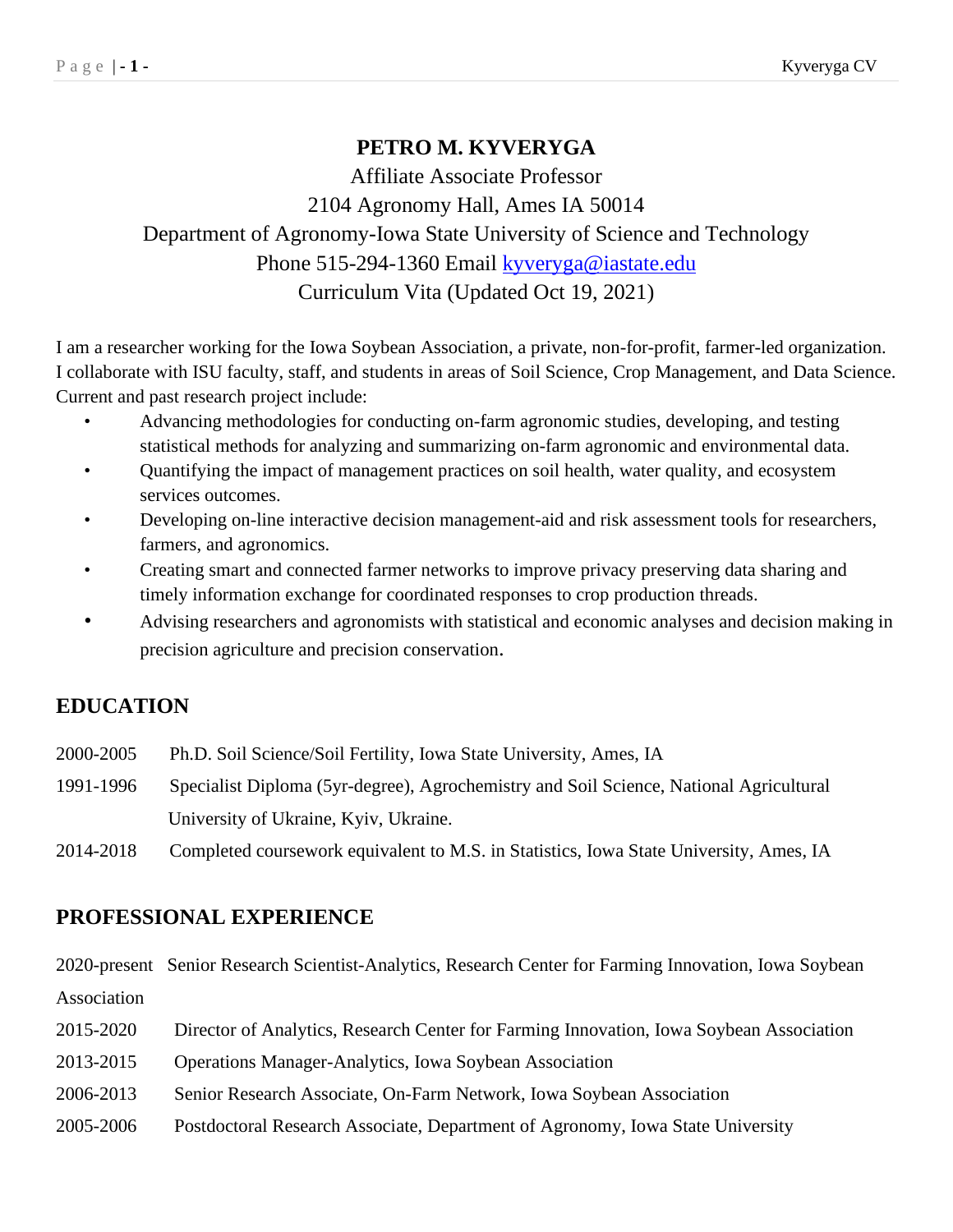# PETRO M. KYVERYGA

Affiliate Associate Professor
2104 Agronomy Hall, Ames IA 50014
Department of Agronomy-Iowa State University of Science and Technology
Phone 515-294-1360 Email kyveryga@iastate.edu
Curriculum Vita (Updated Oct 19, 2021)

I am a researcher working for the Iowa Soybean Association, a private, non-for-profit, farmer-led organization. I collaborate with ISU faculty, staff, and students in areas of Soil Science, Crop Management, and Data Science. Current and past research project include:

- Advancing methodologies for conducting on-farm agronomic studies, developing, and testing statistical methods for analyzing and summarizing on-farm agronomic and environmental data.
- Quantifying the impact of management practices on soil health, water quality, and ecosystem services outcomes.
- Developing on-line interactive decision management-aid and risk assessment tools for researchers, farmers, and agronomics.
- Creating smart and connected farmer networks to improve privacy preserving data sharing and timely information exchange for coordinated responses to crop production threads.
- Advising researchers and agronomists with statistical and economic analyses and decision making in precision agriculture and precision conservation.

## EDUCATION

2000-2005 Ph.D. Soil Science/Soil Fertility, Iowa State University, Ames, IA

1991-1996 Specialist Diploma (5yr-degree), Agrochemistry and Soil Science, National Agricultural University of Ukraine, Kyiv, Ukraine.

2014-2018 Completed coursework equivalent to M.S. in Statistics, Iowa State University, Ames, IA

## PROFESSIONAL EXPERIENCE

2020-present Senior Research Scientist-Analytics, Research Center for Farming Innovation, Iowa Soybean Association

2015-2020 Director of Analytics, Research Center for Farming Innovation, Iowa Soybean Association

2013-2015 Operations Manager-Analytics, Iowa Soybean Association

2006-2013 Senior Research Associate, On-Farm Network, Iowa Soybean Association

2005-2006 Postdoctoral Research Associate, Department of Agronomy, Iowa State University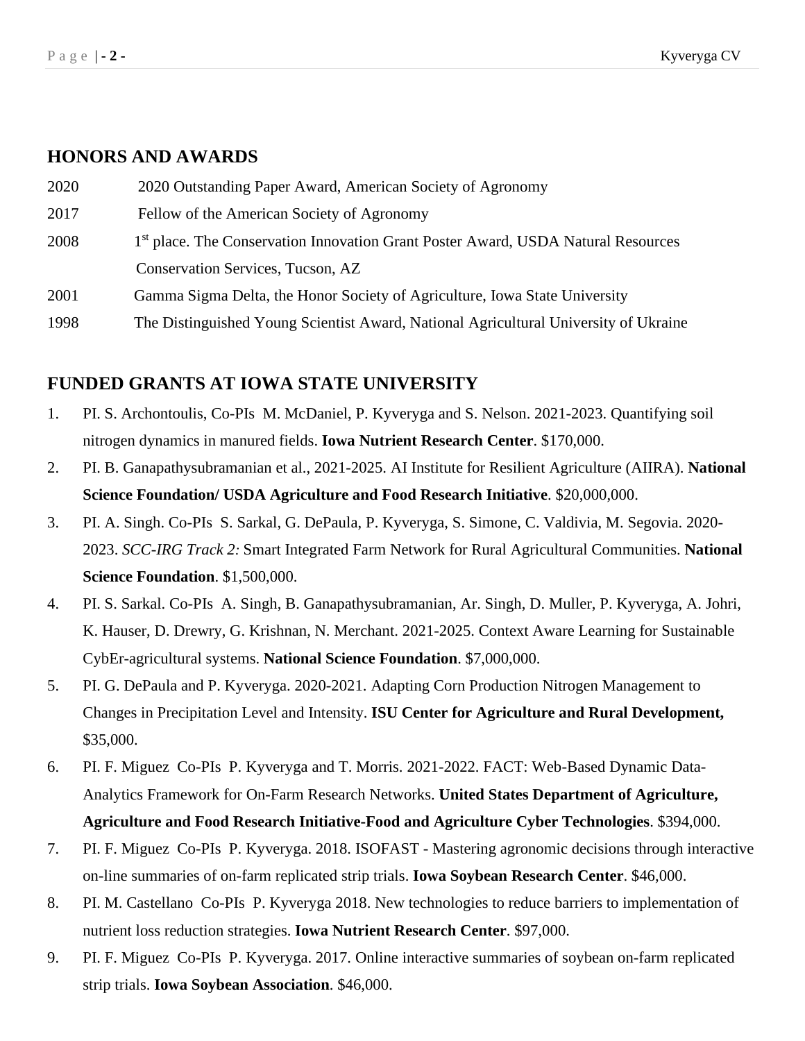## HONORS AND AWARDS

2020 2020 Outstanding Paper Award, American Society of Agronomy

2017 Fellow of the American Society of Agronomy

2008 1st place. The Conservation Innovation Grant Poster Award, USDA Natural Resources Conservation Services, Tucson, AZ

2001 Gamma Sigma Delta, the Honor Society of Agriculture, Iowa State University

1998 The Distinguished Young Scientist Award, National Agricultural University of Ukraine

## FUNDED GRANTS AT IOWA STATE UNIVERSITY

1. PI. S. Archontoulis, Co-PIs M. McDaniel, P. Kyveryga and S. Nelson. 2021-2023. Quantifying soil nitrogen dynamics in manured fields. **Iowa Nutrient Research Center**. $170,000.
2. PI. B. Ganapathysubramanian et al., 2021-2025. AI Institute for Resilient Agriculture (AIIRA). **National Science Foundation/ USDA Agriculture and Food Research Initiative**. $20,000,000.
3. PI. A. Singh. Co-PIs S. Sarkal, G. DePaula, P. Kyveryga, S. Simone, C. Valdivia, M. Segovia. 2020-2023. *SCC-IRG Track 2:* Smart Integrated Farm Network for Rural Agricultural Communities. **National Science Foundation**. $1,500,000.
4. PI. S. Sarkal. Co-PIs A. Singh, B. Ganapathysubramanian, Ar. Singh, D. Muller, P. Kyveryga, A. Johri, K. Hauser, D. Drewry, G. Krishnan, N. Merchant. 2021-2025. Context Aware Learning for Sustainable CybEr-agricultural systems. **National Science Foundation**. $7,000,000.
5. PI. G. DePaula and P. Kyveryga. 2020-2021. Adapting Corn Production Nitrogen Management to Changes in Precipitation Level and Intensity. **ISU Center for Agriculture and Rural Development,** $35,000.
6. PI. F. Miguez Co-PIs P. Kyveryga and T. Morris. 2021-2022. FACT: Web-Based Dynamic Data-Analytics Framework for On-Farm Research Networks. **United States Department of Agriculture, Agriculture and Food Research Initiative-Food and Agriculture Cyber Technologies**. $394,000.
7. PI. F. Miguez Co-PIs P. Kyveryga. 2018. ISOFAST - Mastering agronomic decisions through interactive on-line summaries of on-farm replicated strip trials. **Iowa Soybean Research Center**. $46,000.
8. PI. M. Castellano Co-PIs P. Kyveryga 2018. New technologies to reduce barriers to implementation of nutrient loss reduction strategies. **Iowa Nutrient Research Center**. $97,000.
9. PI. F. Miguez Co-PIs P. Kyveryga. 2017. Online interactive summaries of soybean on-farm replicated strip trials. **Iowa Soybean Association**. $46,000.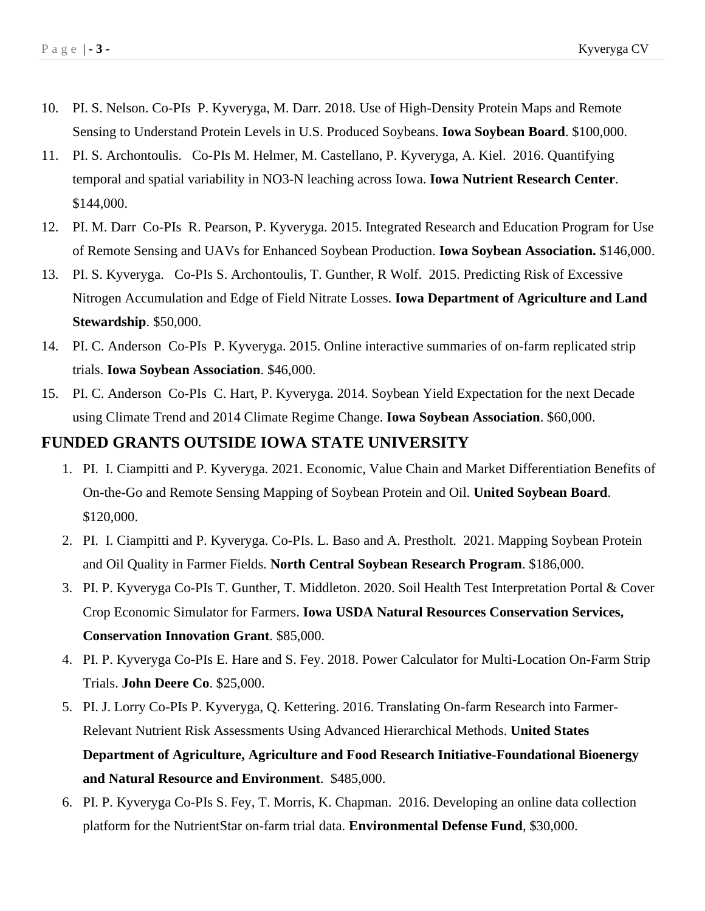10. PI. S. Nelson. Co-PIs P. Kyveryga, M. Darr. 2018. Use of High-Density Protein Maps and Remote Sensing to Understand Protein Levels in U.S. Produced Soybeans. **Iowa Soybean Board**. $100,000.
11. PI. S. Archontoulis. Co-PIs M. Helmer, M. Castellano, P. Kyveryga, A. Kiel. 2016. Quantifying temporal and spatial variability in NO3-N leaching across Iowa. **Iowa Nutrient Research Center**. $144,000.
12. PI. M. Darr Co-PIs R. Pearson, P. Kyveryga. 2015. Integrated Research and Education Program for Use of Remote Sensing and UAVs for Enhanced Soybean Production. **Iowa Soybean Association.** $146,000.
13. PI. S. Kyveryga. Co-PIs S. Archontoulis, T. Gunther, R Wolf. 2015. Predicting Risk of Excessive Nitrogen Accumulation and Edge of Field Nitrate Losses. **Iowa Department of Agriculture and Land Stewardship**. $50,000.
14. PI. C. Anderson Co-PIs P. Kyveryga. 2015. Online interactive summaries of on-farm replicated strip trials. **Iowa Soybean Association**. $46,000.
15. PI. C. Anderson Co-PIs C. Hart, P. Kyveryga. 2014. Soybean Yield Expectation for the next Decade using Climate Trend and 2014 Climate Regime Change. **Iowa Soybean Association**. $60,000.

## FUNDED GRANTS OUTSIDE IOWA STATE UNIVERSITY

1. PI. I. Ciampitti and P. Kyveryga. 2021. Economic, Value Chain and Market Differentiation Benefits of On-the-Go and Remote Sensing Mapping of Soybean Protein and Oil. **United Soybean Board**. $120,000.
2. PI. I. Ciampitti and P. Kyveryga. Co-PIs. L. Baso and A. Prestholt. 2021. Mapping Soybean Protein and Oil Quality in Farmer Fields. **North Central Soybean Research Program**. $186,000.
3. PI. P. Kyveryga Co-PIs T. Gunther, T. Middleton. 2020. Soil Health Test Interpretation Portal & Cover Crop Economic Simulator for Farmers. **Iowa USDA Natural Resources Conservation Services, Conservation Innovation Grant**. $85,000.
4. PI. P. Kyveryga Co-PIs E. Hare and S. Fey. 2018. Power Calculator for Multi-Location On-Farm Strip Trials. **John Deere Co**. $25,000.
5. PI. J. Lorry Co-PIs P. Kyveryga, Q. Kettering. 2016. Translating On-farm Research into Farmer-Relevant Nutrient Risk Assessments Using Advanced Hierarchical Methods. **United States Department of Agriculture, Agriculture and Food Research Initiative-Foundational Bioenergy and Natural Resource and Environment**. $485,000.
6. PI. P. Kyveryga Co-PIs S. Fey, T. Morris, K. Chapman. 2016. Developing an online data collection platform for the NutrientStar on-farm trial data. **Environmental Defense Fund**, $30,000.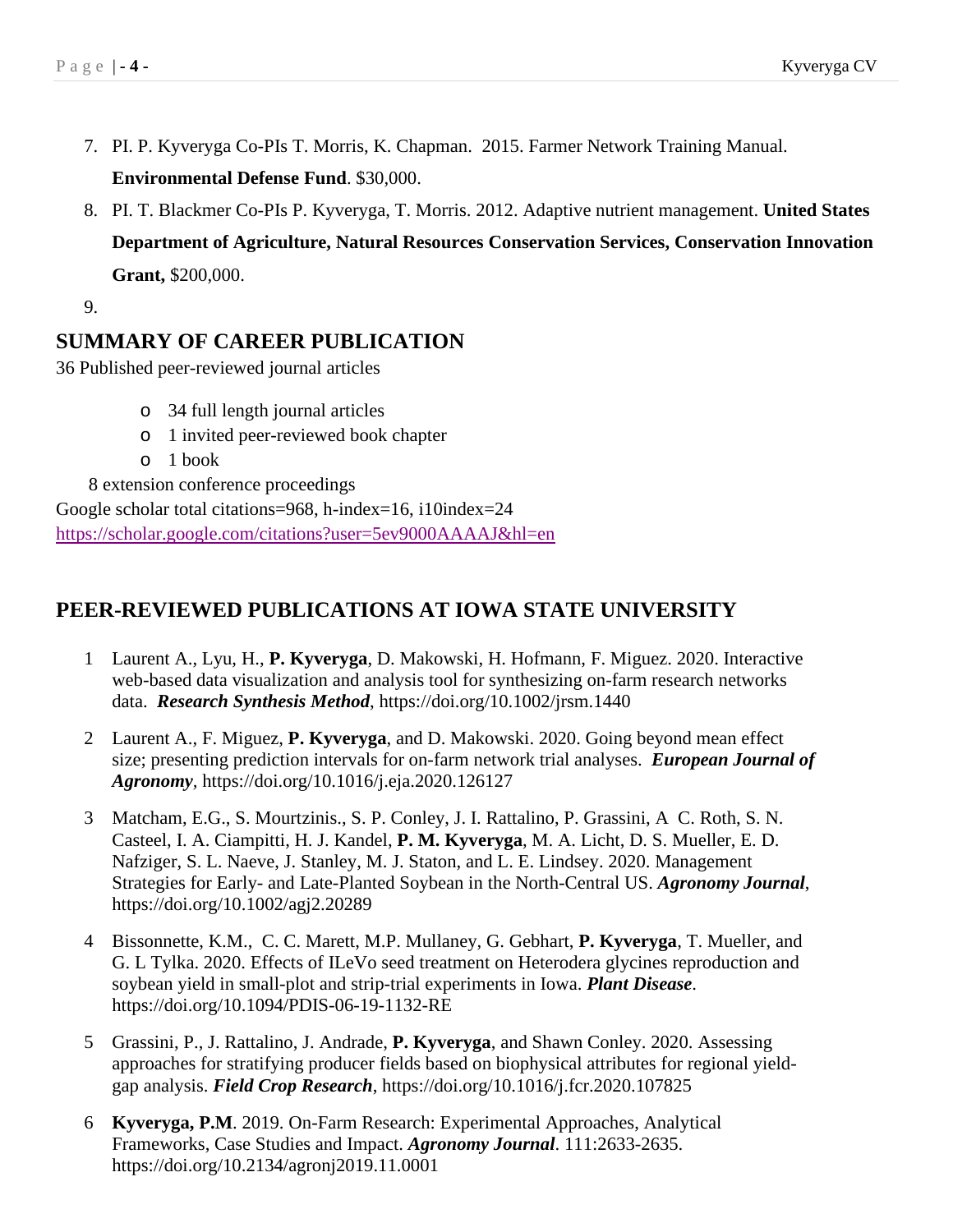7. PI. P. Kyveryga Co-PIs T. Morris, K. Chapman. 2015. Farmer Network Training Manual. **Environmental Defense Fund**. $30,000.
8. PI. T. Blackmer Co-PIs P. Kyveryga, T. Morris. 2012. Adaptive nutrient management. **United States Department of Agriculture, Natural Resources Conservation Services, Conservation Innovation Grant,** $200,000.
9. 

## SUMMARY OF CAREER PUBLICATION

36 Published peer-reviewed journal articles

- 34 full length journal articles
- 1 invited peer-reviewed book chapter
- 1 book

8 extension conference proceedings

Google scholar total citations=968, h-index=16, i10index=24
https://scholar.google.com/citations?user=5ev9000AAAAJ&hl=en

## PEER-REVIEWED PUBLICATIONS AT IOWA STATE UNIVERSITY

1. Laurent A., Lyu, H., **P. Kyveryga**, D. Makowski, H. Hofmann, F. Miguez. 2020. Interactive web-based data visualization and analysis tool for synthesizing on-farm research networks data. ***Research Synthesis Method***, https://doi.org/10.1002/jrsm.1440

2. Laurent A., F. Miguez, **P. Kyveryga**, and D. Makowski. 2020. Going beyond mean effect size; presenting prediction intervals for on-farm network trial analyses. ***European Journal of Agronomy***, https://doi.org/10.1016/j.eja.2020.126127

3. Matcham, E.G., S. Mourtzinis., S. P. Conley, J. I. Rattalino, P. Grassini, A C. Roth, S. N. Casteel, I. A. Ciampitti, H. J. Kandel, **P. M. Kyveryga**, M. A. Licht, D. S. Mueller, E. D. Nafziger, S. L. Naeve, J. Stanley, M. J. Staton, and L. E. Lindsey. 2020. Management Strategies for Early- and Late-Planted Soybean in the North-Central US. ***Agronomy Journal***, https://doi.org/10.1002/agj2.20289

4. Bissonnette, K.M., C. C. Marett, M.P. Mullaney, G. Gebhart, **P. Kyveryga**, T. Mueller, and G. L Tylka. 2020. Effects of ILeVo seed treatment on Heterodera glycines reproduction and soybean yield in small-plot and strip-trial experiments in Iowa. ***Plant Disease***. https://doi.org/10.1094/PDIS-06-19-1132-RE

5. Grassini, P., J. Rattalino, J. Andrade, **P. Kyveryga**, and Shawn Conley. 2020. Assessing approaches for stratifying producer fields based on biophysical attributes for regional yield-gap analysis. ***Field Crop Research***, https://doi.org/10.1016/j.fcr.2020.107825

6. **Kyveryga, P.M**. 2019. On-Farm Research: Experimental Approaches, Analytical Frameworks, Case Studies and Impact. ***Agronomy Journal***. 111:2633-2635. https://doi.org/10.2134/agronj2019.11.0001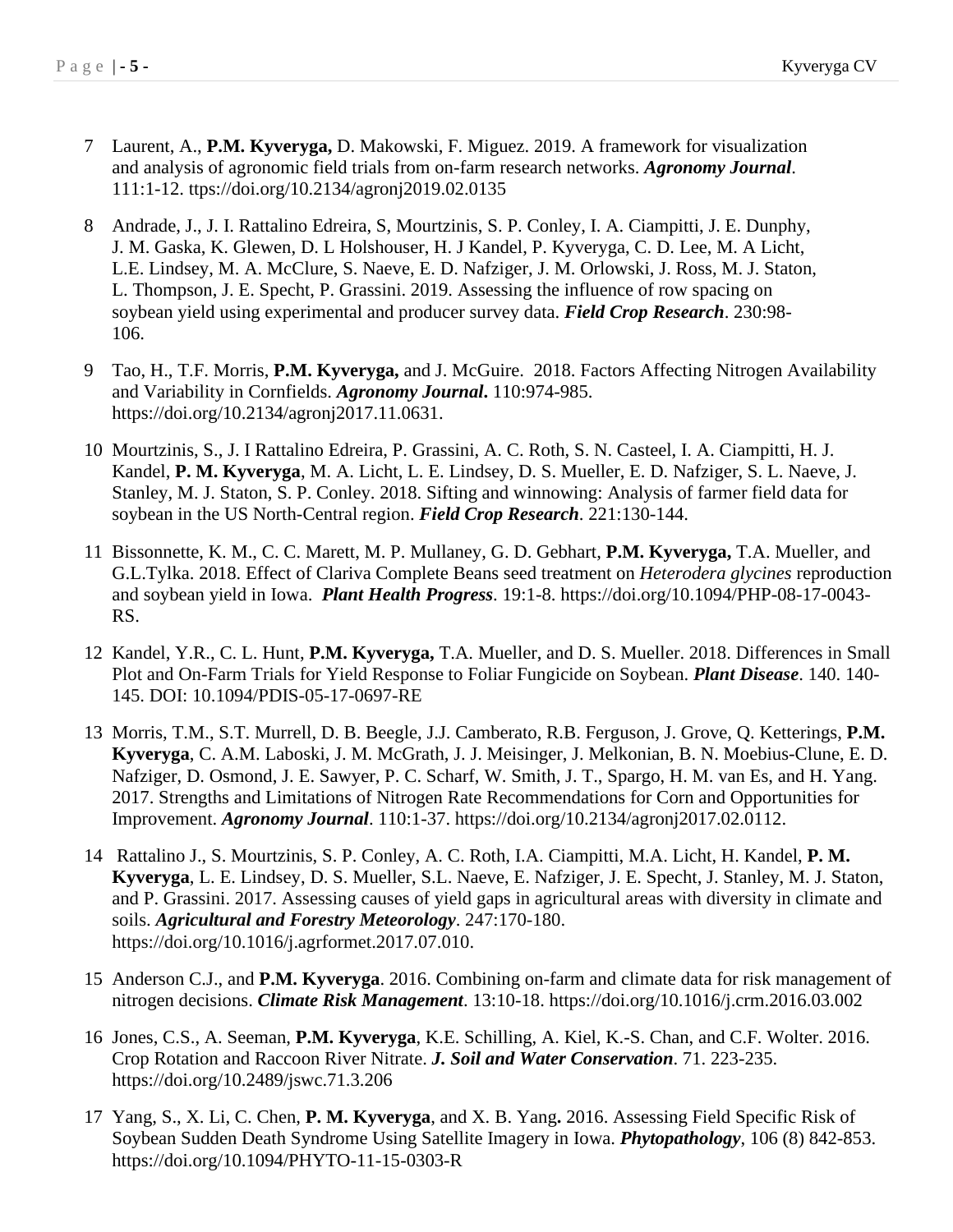7 Laurent, A., **P.M. Kyveryga,** D. Makowski, F. Miguez. 2019. A framework for visualization and analysis of agronomic field trials from on-farm research networks. ***Agronomy Journal***. 111:1-12. ttps://doi.org/10.2134/agronj2019.02.0135

8 Andrade, J., J. I. Rattalino Edreira, S, Mourtzinis, S. P. Conley, I. A. Ciampitti, J. E. Dunphy, J. M. Gaska, K. Glewen, D. L Holshouser, H. J Kandel, P. Kyveryga, C. D. Lee, M. A Licht, L.E. Lindsey, M. A. McClure, S. Naeve, E. D. Nafziger, J. M. Orlowski, J. Ross, M. J. Staton, L. Thompson, J. E. Specht, P. Grassini. 2019. Assessing the influence of row spacing on soybean yield using experimental and producer survey data. ***Field Crop Research***. 230:98-106.

9 Tao, H., T.F. Morris, **P.M. Kyveryga,** and J. McGuire. 2018. Factors Affecting Nitrogen Availability and Variability in Cornfields. ***Agronomy Journal.*** 110:974-985. https://doi.org/10.2134/agronj2017.11.0631.

10 Mourtzinis, S., J. I Rattalino Edreira, P. Grassini, A. C. Roth, S. N. Casteel, I. A. Ciampitti, H. J. Kandel, **P. M. Kyveryga**, M. A. Licht, L. E. Lindsey, D. S. Mueller, E. D. Nafziger, S. L. Naeve, J. Stanley, M. J. Staton, S. P. Conley. 2018. Sifting and winnowing: Analysis of farmer field data for soybean in the US North-Central region. ***Field Crop Research***. 221:130-144.

11 Bissonnette, K. M., C. C. Marett, M. P. Mullaney, G. D. Gebhart, **P.M. Kyveryga,** T.A. Mueller, and G.L.Tylka. 2018. Effect of Clariva Complete Beans seed treatment on *Heterodera glycines* reproduction and soybean yield in Iowa. ***Plant Health Progress***. 19:1-8. https://doi.org/10.1094/PHP-08-17-0043-RS.

12 Kandel, Y.R., C. L. Hunt, **P.M. Kyveryga,** T.A. Mueller, and D. S. Mueller. 2018. Differences in Small Plot and On-Farm Trials for Yield Response to Foliar Fungicide on Soybean. ***Plant Disease***. 140. 140-145. DOI: 10.1094/PDIS-05-17-0697-RE

13 Morris, T.M., S.T. Murrell, D. B. Beegle, J.J. Camberato, R.B. Ferguson, J. Grove, Q. Ketterings, **P.M. Kyveryga**, C. A.M. Laboski, J. M. McGrath, J. J. Meisinger, J. Melkonian, B. N. Moebius-Clune, E. D. Nafziger, D. Osmond, J. E. Sawyer, P. C. Scharf, W. Smith, J. T., Spargo, H. M. van Es, and H. Yang. 2017. Strengths and Limitations of Nitrogen Rate Recommendations for Corn and Opportunities for Improvement. ***Agronomy Journal***. 110:1-37. https://doi.org/10.2134/agronj2017.02.0112.

14 Rattalino J., S. Mourtzinis, S. P. Conley, A. C. Roth, I.A. Ciampitti, M.A. Licht, H. Kandel, **P. M. Kyveryga**, L. E. Lindsey, D. S. Mueller, S.L. Naeve, E. Nafziger, J. E. Specht, J. Stanley, M. J. Staton, and P. Grassini. 2017. Assessing causes of yield gaps in agricultural areas with diversity in climate and soils. ***Agricultural and Forestry Meteorology***. 247:170-180. https://doi.org/10.1016/j.agrformet.2017.07.010.

15 Anderson C.J., and **P.M. Kyveryga**. 2016. Combining on-farm and climate data for risk management of nitrogen decisions. ***Climate Risk Management***. 13:10-18. https://doi.org/10.1016/j.crm.2016.03.002

16 Jones, C.S., A. Seeman, **P.M. Kyveryga**, K.E. Schilling, A. Kiel, K.-S. Chan, and C.F. Wolter. 2016. Crop Rotation and Raccoon River Nitrate. ***J. Soil and Water Conservation***. 71. 223-235. https://doi.org/10.2489/jswc.71.3.206

17 Yang, S., X. Li, C. Chen, **P. M. Kyveryga**, and X. B. Yang**.** 2016. Assessing Field Specific Risk of Soybean Sudden Death Syndrome Using Satellite Imagery in Iowa. ***Phytopathology***, 106 (8) 842-853. https://doi.org/10.1094/PHYTO-11-15-0303-R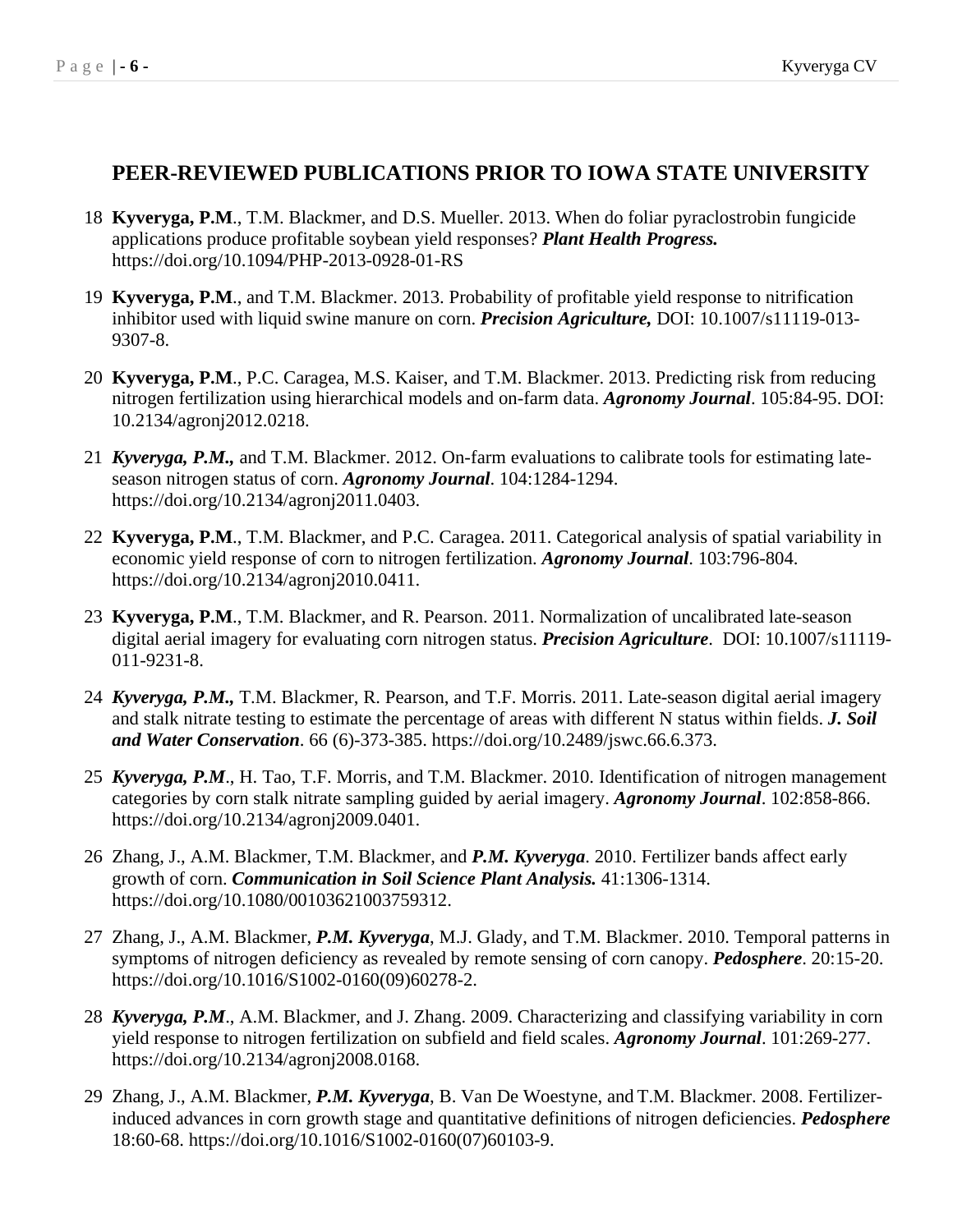## PEER-REVIEWED PUBLICATIONS PRIOR TO IOWA STATE UNIVERSITY

18 **Kyveryga, P.M**., T.M. Blackmer, and D.S. Mueller. 2013. When do foliar pyraclostrobin fungicide applications produce profitable soybean yield responses? ***Plant Health Progress.*** https://doi.org/10.1094/PHP-2013-0928-01-RS

19 **Kyveryga, P.M**., and T.M. Blackmer. 2013. Probability of profitable yield response to nitrification inhibitor used with liquid swine manure on corn. ***Precision Agriculture,*** DOI: 10.1007/s11119-013-9307-8.

20 **Kyveryga, P.M**., P.C. Caragea, M.S. Kaiser, and T.M. Blackmer. 2013. Predicting risk from reducing nitrogen fertilization using hierarchical models and on-farm data. ***Agronomy Journal***. 105:84-95. DOI: 10.2134/agronj2012.0218.

21 ***Kyveryga, P.M.,*** and T.M. Blackmer. 2012. On-farm evaluations to calibrate tools for estimating late-season nitrogen status of corn. ***Agronomy Journal***. 104:1284-1294. https://doi.org/10.2134/agronj2011.0403.

22 **Kyveryga, P.M**., T.M. Blackmer, and P.C. Caragea. 2011. Categorical analysis of spatial variability in economic yield response of corn to nitrogen fertilization. ***Agronomy Journal***. 103:796-804. https://doi.org/10.2134/agronj2010.0411.

23 **Kyveryga, P.M**., T.M. Blackmer, and R. Pearson. 2011. Normalization of uncalibrated late-season digital aerial imagery for evaluating corn nitrogen status. ***Precision Agriculture***. DOI: 10.1007/s11119-011-9231-8.

24 ***Kyveryga, P.M.,*** T.M. Blackmer, R. Pearson, and T.F. Morris. 2011. Late-season digital aerial imagery and stalk nitrate testing to estimate the percentage of areas with different N status within fields. ***J. Soil and Water Conservation***. 66 (6)-373-385. https://doi.org/10.2489/jswc.66.6.373.

25 ***Kyveryga, P.M***., H. Tao, T.F. Morris, and T.M. Blackmer. 2010. Identification of nitrogen management categories by corn stalk nitrate sampling guided by aerial imagery. ***Agronomy Journal***. 102:858-866. https://doi.org/10.2134/agronj2009.0401.

26 Zhang, J., A.M. Blackmer, T.M. Blackmer, and ***P.M. Kyveryga***. 2010. Fertilizer bands affect early growth of corn. ***Communication in Soil Science Plant Analysis.*** 41:1306-1314. https://doi.org/10.1080/00103621003759312.

27 Zhang, J., A.M. Blackmer, ***P.M. Kyveryga***, M.J. Glady, and T.M. Blackmer. 2010. Temporal patterns in symptoms of nitrogen deficiency as revealed by remote sensing of corn canopy. ***Pedosphere***. 20:15-20. https://doi.org/10.1016/S1002-0160(09)60278-2.

28 ***Kyveryga, P.M***., A.M. Blackmer, and J. Zhang. 2009. Characterizing and classifying variability in corn yield response to nitrogen fertilization on subfield and field scales. ***Agronomy Journal***. 101:269-277. https://doi.org/10.2134/agronj2008.0168.

29 Zhang, J., A.M. Blackmer, ***P.M. Kyveryga***, B. Van De Woestyne, and T.M. Blackmer. 2008. Fertilizer-induced advances in corn growth stage and quantitative definitions of nitrogen deficiencies. ***Pedosphere*** 18:60-68. https://doi.org/10.1016/S1002-0160(07)60103-9.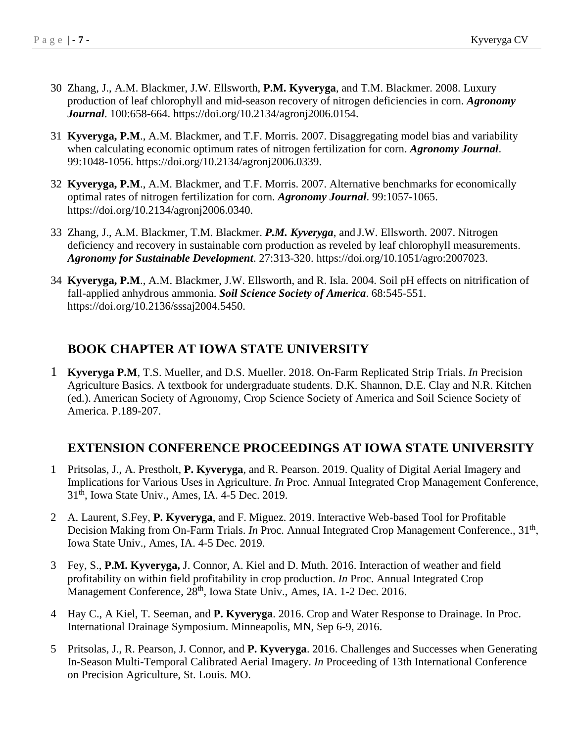30 Zhang, J., A.M. Blackmer, J.W. Ellsworth, **P.M. Kyveryga**, and T.M. Blackmer. 2008. Luxury production of leaf chlorophyll and mid-season recovery of nitrogen deficiencies in corn. ***Agronomy Journal***. 100:658-664. https://doi.org/10.2134/agronj2006.0154.

31 **Kyveryga, P.M**., A.M. Blackmer, and T.F. Morris. 2007. Disaggregating model bias and variability when calculating economic optimum rates of nitrogen fertilization for corn. ***Agronomy Journal***. 99:1048-1056. https://doi.org/10.2134/agronj2006.0339.

32 **Kyveryga, P.M**., A.M. Blackmer, and T.F. Morris. 2007. Alternative benchmarks for economically optimal rates of nitrogen fertilization for corn. ***Agronomy Journal***. 99:1057-1065. https://doi.org/10.2134/agronj2006.0340.

33 Zhang, J., A.M. Blackmer, T.M. Blackmer. ***P.M. Kyveryga***, and J.W. Ellsworth. 2007. Nitrogen deficiency and recovery in sustainable corn production as reveled by leaf chlorophyll measurements. ***Agronomy for Sustainable Development***. 27:313-320. https://doi.org/10.1051/agro:2007023.

34 **Kyveryga, P.M**., A.M. Blackmer, J.W. Ellsworth, and R. Isla. 2004. Soil pH effects on nitrification of fall-applied anhydrous ammonia. ***Soil Science Society of America***. 68:545-551. https://doi.org/10.2136/sssaj2004.5450.

## BOOK CHAPTER AT IOWA STATE UNIVERSITY

1 **Kyveryga P.M**, T.S. Mueller, and D.S. Mueller. 2018. On-Farm Replicated Strip Trials. *In* Precision Agriculture Basics. A textbook for undergraduate students. D.K. Shannon, D.E. Clay and N.R. Kitchen (ed.). American Society of Agronomy, Crop Science Society of America and Soil Science Society of America. P.189-207.

## EXTENSION CONFERENCE PROCEEDINGS AT IOWA STATE UNIVERSITY

1 Pritsolas, J., A. Prestholt, **P. Kyveryga**, and R. Pearson. 2019. Quality of Digital Aerial Imagery and Implications for Various Uses in Agriculture. *In* Proc. Annual Integrated Crop Management Conference, 31th, Iowa State Univ., Ames, IA. 4-5 Dec. 2019.

2 A. Laurent, S.Fey, **P. Kyveryga**, and F. Miguez. 2019. Interactive Web-based Tool for Profitable Decision Making from On-Farm Trials. *In* Proc. Annual Integrated Crop Management Conference., 31th, Iowa State Univ., Ames, IA. 4-5 Dec. 2019.

3 Fey, S., **P.M. Kyveryga,** J. Connor, A. Kiel and D. Muth. 2016. Interaction of weather and field profitability on within field profitability in crop production. *In* Proc. Annual Integrated Crop Management Conference, 28th, Iowa State Univ., Ames, IA. 1-2 Dec. 2016.

4 Hay C., A Kiel, T. Seeman, and **P. Kyveryga**. 2016. Crop and Water Response to Drainage. In Proc. International Drainage Symposium. Minneapolis, MN, Sep 6-9, 2016.

5 Pritsolas, J., R. Pearson, J. Connor, and **P. Kyveryga**. 2016. Challenges and Successes when Generating In-Season Multi-Temporal Calibrated Aerial Imagery. *In* Proceeding of 13th International Conference on Precision Agriculture, St. Louis. MO.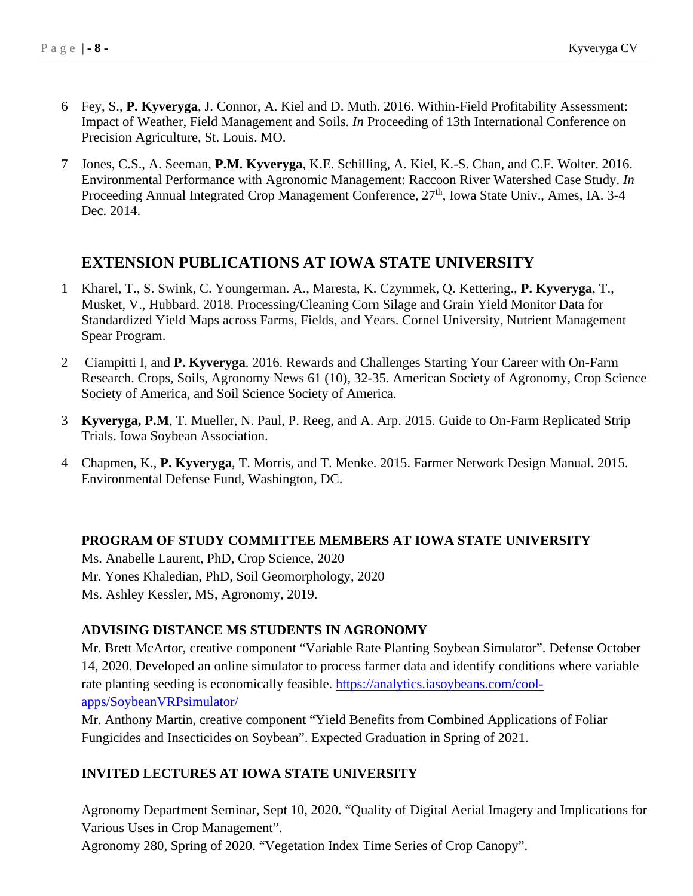6 Fey, S., **P. Kyveryga**, J. Connor, A. Kiel and D. Muth. 2016. Within-Field Profitability Assessment: Impact of Weather, Field Management and Soils. *In* Proceeding of 13th International Conference on Precision Agriculture, St. Louis. MO.

7 Jones, C.S., A. Seeman, **P.M. Kyveryga**, K.E. Schilling, A. Kiel, K.-S. Chan, and C.F. Wolter. 2016. Environmental Performance with Agronomic Management: Raccoon River Watershed Case Study. *In* Proceeding Annual Integrated Crop Management Conference, 27th, Iowa State Univ., Ames, IA. 3-4 Dec. 2014.

## EXTENSION PUBLICATIONS AT IOWA STATE UNIVERSITY

1 Kharel, T., S. Swink, C. Youngerman. A., Maresta, K. Czymmek, Q. Kettering., **P. Kyveryga**, T., Musket, V., Hubbard. 2018. Processing/Cleaning Corn Silage and Grain Yield Monitor Data for Standardized Yield Maps across Farms, Fields, and Years. Cornel University, Nutrient Management Spear Program.

2 Ciampitti I, and **P. Kyveryga**. 2016. Rewards and Challenges Starting Your Career with On-Farm Research. Crops, Soils, Agronomy News 61 (10), 32-35. American Society of Agronomy, Crop Science Society of America, and Soil Science Society of America.

3 **Kyveryga, P.M**, T. Mueller, N. Paul, P. Reeg, and A. Arp. 2015. Guide to On-Farm Replicated Strip Trials. Iowa Soybean Association.

4 Chapmen, K., **P. Kyveryga**, T. Morris, and T. Menke. 2015. Farmer Network Design Manual. 2015. Environmental Defense Fund, Washington, DC.

### PROGRAM OF STUDY COMMITTEE MEMBERS AT IOWA STATE UNIVERSITY

Ms. Anabelle Laurent, PhD, Crop Science, 2020
Mr. Yones Khaledian, PhD, Soil Geomorphology, 2020
Ms. Ashley Kessler, MS, Agronomy, 2019.

### ADVISING DISTANCE MS STUDENTS IN AGRONOMY

Mr. Brett McArtor, creative component "Variable Rate Planting Soybean Simulator". Defense October 14, 2020. Developed an online simulator to process farmer data and identify conditions where variable rate planting seeding is economically feasible. https://analytics.iasoybeans.com/cool-apps/SoybeanVRPsimulator/

Mr. Anthony Martin, creative component "Yield Benefits from Combined Applications of Foliar Fungicides and Insecticides on Soybean". Expected Graduation in Spring of 2021.

### INVITED LECTURES AT IOWA STATE UNIVERSITY

Agronomy Department Seminar, Sept 10, 2020. "Quality of Digital Aerial Imagery and Implications for Various Uses in Crop Management".
Agronomy 280, Spring of 2020. "Vegetation Index Time Series of Crop Canopy".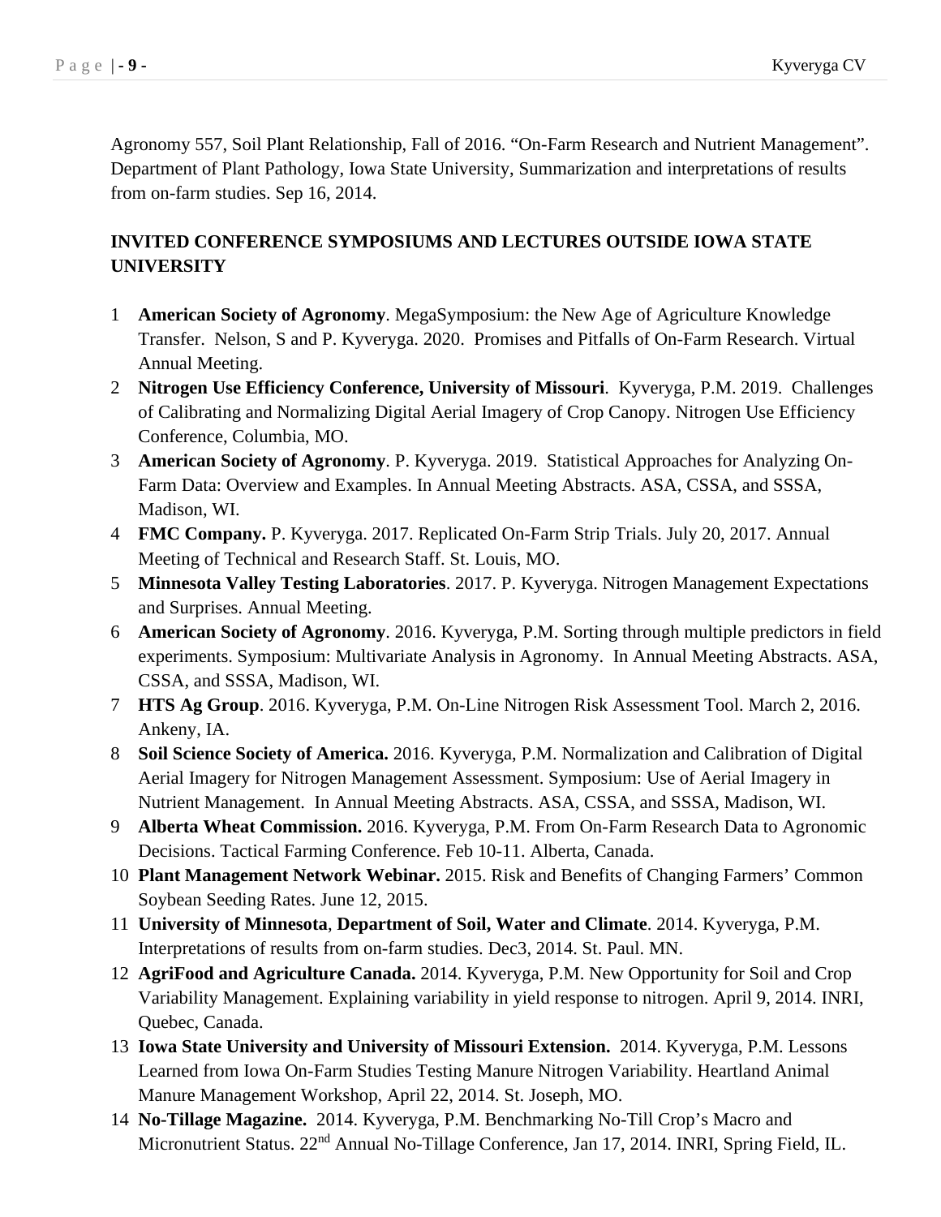Agronomy 557, Soil Plant Relationship, Fall of 2016. "On-Farm Research and Nutrient Management". Department of Plant Pathology, Iowa State University, Summarization and interpretations of results from on-farm studies. Sep 16, 2014.

## INVITED CONFERENCE SYMPOSIUMS AND LECTURES OUTSIDE IOWA STATE UNIVERSITY

1. **American Society of Agronomy**. MegaSymposium: the New Age of Agriculture Knowledge Transfer. Nelson, S and P. Kyveryga. 2020. Promises and Pitfalls of On-Farm Research. Virtual Annual Meeting.
2. **Nitrogen Use Efficiency Conference, University of Missouri**. Kyveryga, P.M. 2019. Challenges of Calibrating and Normalizing Digital Aerial Imagery of Crop Canopy. Nitrogen Use Efficiency Conference, Columbia, MO.
3. **American Society of Agronomy**. P. Kyveryga. 2019. Statistical Approaches for Analyzing On-Farm Data: Overview and Examples. In Annual Meeting Abstracts. ASA, CSSA, and SSSA, Madison, WI.
4. **FMC Company.** P. Kyveryga. 2017. Replicated On-Farm Strip Trials. July 20, 2017. Annual Meeting of Technical and Research Staff. St. Louis, MO.
5. **Minnesota Valley Testing Laboratories**. 2017. P. Kyveryga. Nitrogen Management Expectations and Surprises. Annual Meeting.
6. **American Society of Agronomy**. 2016. Kyveryga, P.M. Sorting through multiple predictors in field experiments. Symposium: Multivariate Analysis in Agronomy. In Annual Meeting Abstracts. ASA, CSSA, and SSSA, Madison, WI.
7. **HTS Ag Group**. 2016. Kyveryga, P.M. On-Line Nitrogen Risk Assessment Tool. March 2, 2016. Ankeny, IA.
8. **Soil Science Society of America.** 2016. Kyveryga, P.M. Normalization and Calibration of Digital Aerial Imagery for Nitrogen Management Assessment. Symposium: Use of Aerial Imagery in Nutrient Management. In Annual Meeting Abstracts. ASA, CSSA, and SSSA, Madison, WI.
9. **Alberta Wheat Commission.** 2016. Kyveryga, P.M. From On-Farm Research Data to Agronomic Decisions. Tactical Farming Conference. Feb 10-11. Alberta, Canada.
10. **Plant Management Network Webinar.** 2015. Risk and Benefits of Changing Farmers' Common Soybean Seeding Rates. June 12, 2015.
11. **University of Minnesota**, **Department of Soil, Water and Climate**. 2014. Kyveryga, P.M. Interpretations of results from on-farm studies. Dec3, 2014. St. Paul. MN.
12. **AgriFood and Agriculture Canada.** 2014. Kyveryga, P.M. New Opportunity for Soil and Crop Variability Management. Explaining variability in yield response to nitrogen. April 9, 2014. INRI, Quebec, Canada.
13. **Iowa State University and University of Missouri Extension.** 2014. Kyveryga, P.M. Lessons Learned from Iowa On-Farm Studies Testing Manure Nitrogen Variability. Heartland Animal Manure Management Workshop, April 22, 2014. St. Joseph, MO.
14. **No-Tillage Magazine.** 2014. Kyveryga, P.M. Benchmarking No-Till Crop's Macro and Micronutrient Status. 22nd Annual No-Tillage Conference, Jan 17, 2014. INRI, Spring Field, IL.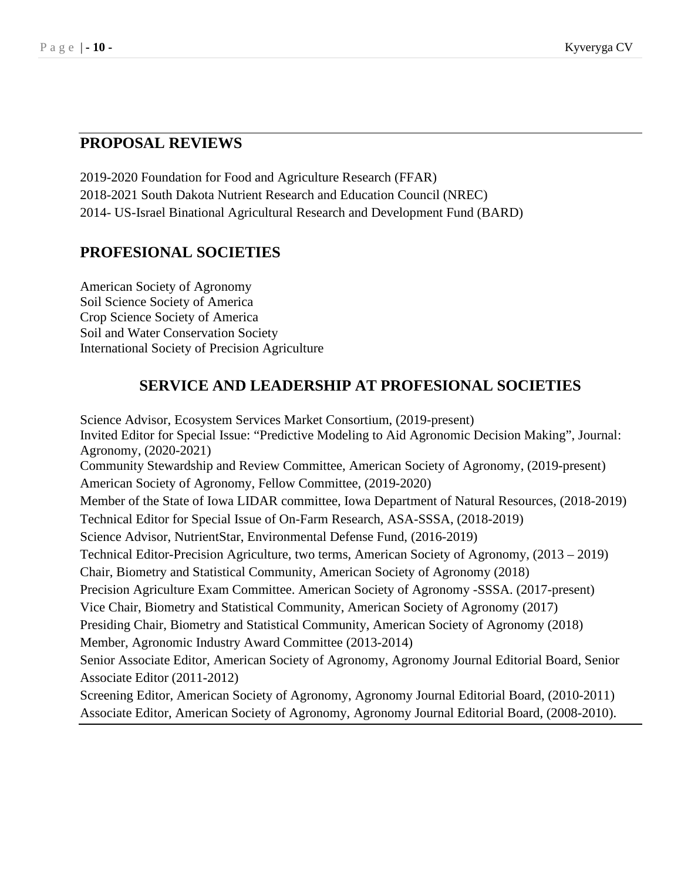## PROPOSAL REVIEWS

2019-2020 Foundation for Food and Agriculture Research (FFAR)
2018-2021 South Dakota Nutrient Research and Education Council (NREC)
2014- US-Israel Binational Agricultural Research and Development Fund (BARD)

## PROFESIONAL SOCIETIES

American Society of Agronomy
Soil Science Society of America
Crop Science Society of America
Soil and Water Conservation Society
International Society of Precision Agriculture

## SERVICE AND LEADERSHIP AT PROFESIONAL SOCIETIES

Science Advisor, Ecosystem Services Market Consortium, (2019-present)
Invited Editor for Special Issue: "Predictive Modeling to Aid Agronomic Decision Making", Journal: Agronomy, (2020-2021)
Community Stewardship and Review Committee, American Society of Agronomy, (2019-present)
American Society of Agronomy, Fellow Committee, (2019-2020)
Member of the State of Iowa LIDAR committee, Iowa Department of Natural Resources, (2018-2019)
Technical Editor for Special Issue of On-Farm Research, ASA-SSSA, (2018-2019)
Science Advisor, NutrientStar, Environmental Defense Fund, (2016-2019)
Technical Editor-Precision Agriculture, two terms, American Society of Agronomy, (2013 – 2019)
Chair, Biometry and Statistical Community, American Society of Agronomy (2018)
Precision Agriculture Exam Committee. American Society of Agronomy -SSSA. (2017-present)
Vice Chair, Biometry and Statistical Community, American Society of Agronomy (2017)
Presiding Chair, Biometry and Statistical Community, American Society of Agronomy (2018)
Member, Agronomic Industry Award Committee (2013-2014)
Senior Associate Editor, American Society of Agronomy, Agronomy Journal Editorial Board, Senior Associate Editor (2011-2012)
Screening Editor, American Society of Agronomy, Agronomy Journal Editorial Board, (2010-2011)
Associate Editor, American Society of Agronomy, Agronomy Journal Editorial Board, (2008-2010).